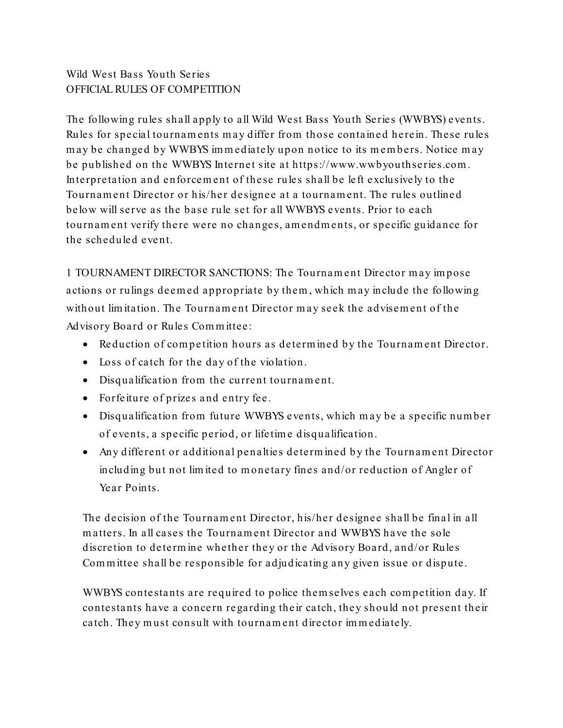Wild West Bass Youth Series
OFFICIAL RULES OF COMPETITION

The following rules shall apply to all Wild West Bass Youth Series (WWBYS) events. Rules for special tournaments may differ from those contained herein. These rules may be changed by WWBYS immediately upon notice to its members. Notice may be published on the WWBYS Internet site at https://www.wwbyouthseries.com. Interpretation and enforcement of these rules shall be left exclusively to the Tournament Director or his/her designee at a tournament. The rules outlined below will serve as the base rule set for all WWBYS events. Prior to each tournament verify there were no changes, amendments, or specific guidance for the scheduled event.

1 TOURNAMENT DIRECTOR SANCTIONS: The Tournament Director may impose actions or rulings deemed appropriate by them, which may include the following without limitation. The Tournament Director may seek the advisement of the Advisory Board or Rules Committee:

- Reduction of competition hours as determined by the Tournament Director.
- Loss of catch for the day of the violation.
- Disqualification from the current tournament.
- Forfeiture of prizes and entry fee.
- Disqualification from future WWBYS events, which may be a specific number of events, a specific period, or lifetime disqualification.
- Any different or additional penalties determined by the Tournament Director including but not limited to monetary fines and/or reduction of Angler of Year Points.

The decision of the Tournament Director, his/her designee shall be final in all matters. In all cases the Tournament Director and WWBYS have the sole discretion to determine whether they or the Advisory Board, and/or Rules Committee shall be responsible for adjudicating any given issue or dispute.

WWBYS contestants are required to police themselves each competition day. If contestants have a concern regarding their catch, they should not present their catch. They must consult with tournament director immediately.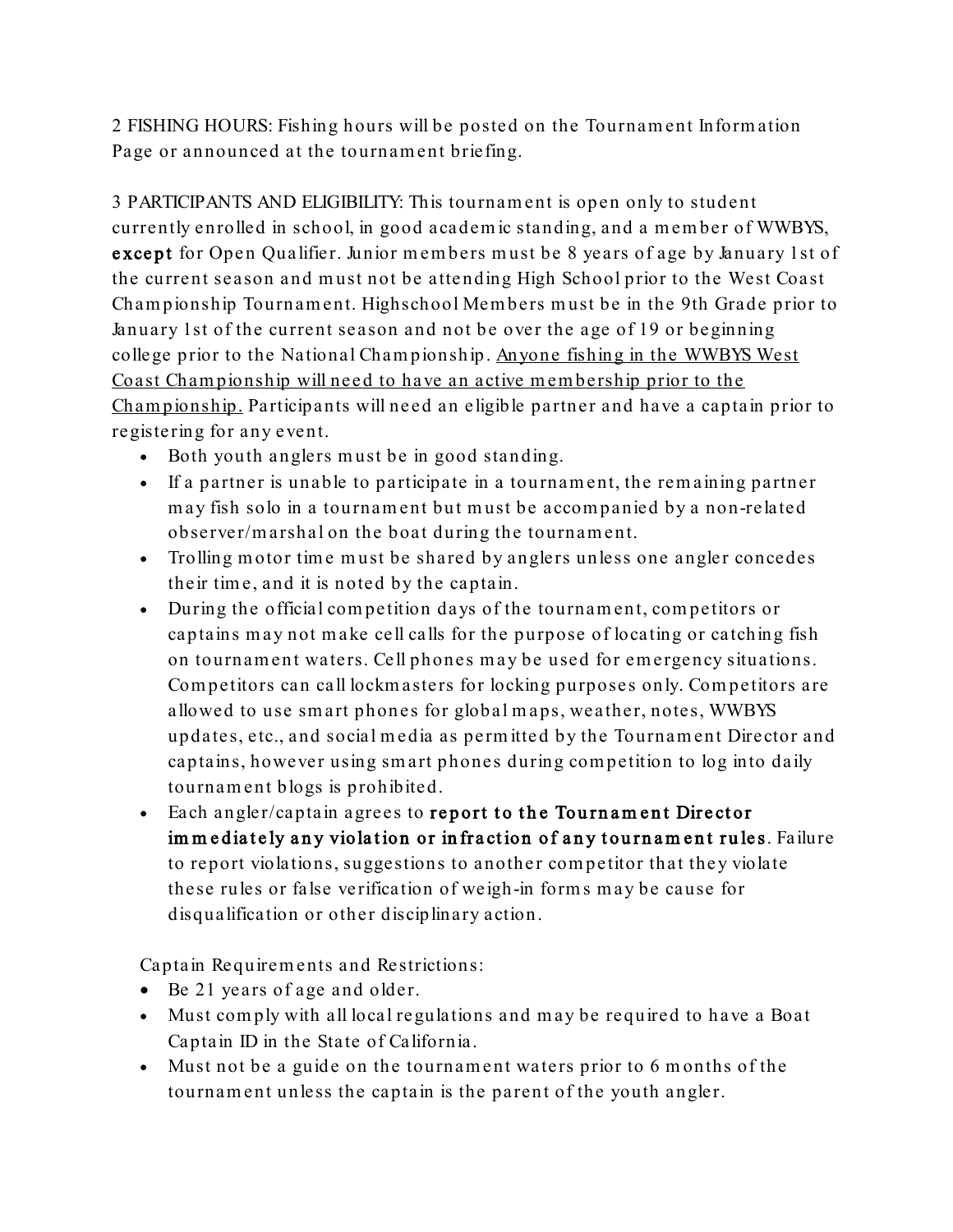2 FISHING HOURS: Fishing hours will be posted on the Tournament Information Page or announced at the tournament briefing.

3 PARTICIPANTS AND ELIGIBILITY: This tournament is open only to student currently enrolled in school, in good academic standing, and a member of WWBYS, **except** for Open Qualifier. Junior members must be 8 years of age by January 1st of the current season and must not be attending High School prior to the West Coast Championship Tournament. Highschool Members must be in the 9th Grade prior to January 1st of the current season and not be over the age of 19 or beginning college prior to the National Championship. <u>Anyone fishing in the WWBYS West Coast Championship will need to have an active membership prior to the Championship.</u> Participants will need an eligible partner and have a captain prior to registering for any event.

- Both youth anglers must be in good standing.
- If a partner is unable to participate in a tournament, the remaining partner may fish solo in a tournament but must be accompanied by a non-related observer/marshal on the boat during the tournament.
- Trolling motor time must be shared by anglers unless one angler concedes their time, and it is noted by the captain.
- During the official competition days of the tournament, competitors or captains may not make cell calls for the purpose of locating or catching fish on tournament waters. Cell phones may be used for emergency situations. Competitors can call lockmasters for locking purposes only. Competitors are allowed to use smart phones for global maps, weather, notes, WWBYS updates, etc., and social media as permitted by the Tournament Director and captains, however using smart phones during competition to log into daily tournament blogs is prohibited.
- Each angler/captain agrees to **report to the Tournament Director immediately any violation or infraction of any tournament rules**. Failure to report violations, suggestions to another competitor that they violate these rules or false verification of weigh-in forms may be cause for disqualification or other disciplinary action.

Captain Requirements and Restrictions:

- Be 21 years of age and older.
- Must comply with all local regulations and may be required to have a Boat Captain ID in the State of California.
- Must not be a guide on the tournament waters prior to 6 months of the tournament unless the captain is the parent of the youth angler.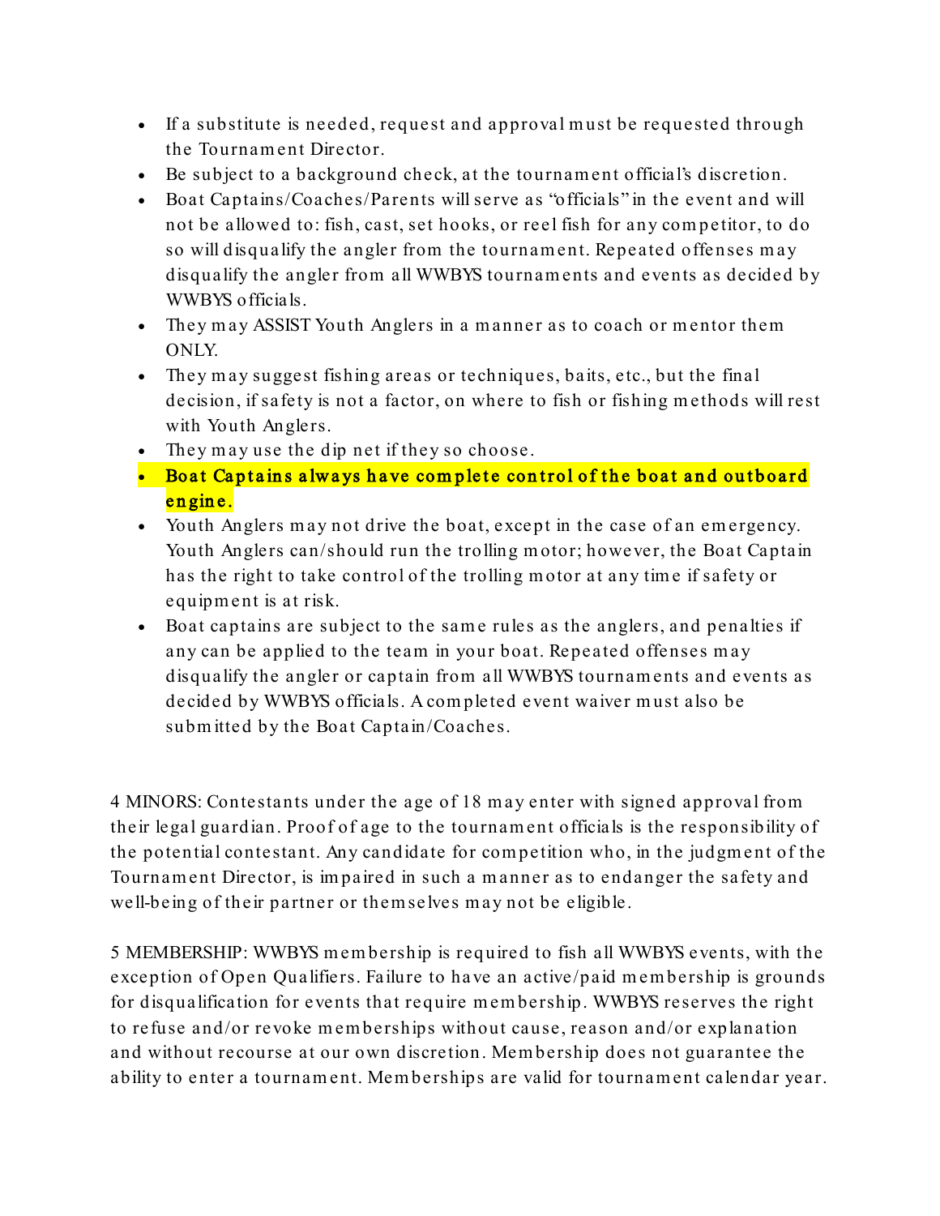- If a substitute is needed, request and approval must be requested through the Tournament Director.
- Be subject to a background check, at the tournament official's discretion.
- Boat Captains/Coaches/Parents will serve as "officials" in the event and will not be allowed to: fish, cast, set hooks, or reel fish for any competitor, to do so will disqualify the angler from the tournament. Repeated offenses may disqualify the angler from all WWBYS tournaments and events as decided by WWBYS officials.
- They may ASSIST Youth Anglers in a manner as to coach or mentor them ONLY.
- They may suggest fishing areas or techniques, baits, etc., but the final decision, if safety is not a factor, on where to fish or fishing methods will rest with Youth Anglers.
- They may use the dip net if they so choose.
- **Boat Captains always have complete control of the boat and outboard engine.**
- Youth Anglers may not drive the boat, except in the case of an emergency. Youth Anglers can/should run the trolling motor; however, the Boat Captain has the right to take control of the trolling motor at any time if safety or equipment is at risk.
- Boat captains are subject to the same rules as the anglers, and penalties if any can be applied to the team in your boat. Repeated offenses may disqualify the angler or captain from all WWBYS tournaments and events as decided by WWBYS officials. A completed event waiver must also be submitted by the Boat Captain/Coaches.

4 MINORS: Contestants under the age of 18 may enter with signed approval from their legal guardian. Proof of age to the tournament officials is the responsibility of the potential contestant. Any candidate for competition who, in the judgment of the Tournament Director, is impaired in such a manner as to endanger the safety and well-being of their partner or themselves may not be eligible.

5 MEMBERSHIP: WWBYS membership is required to fish all WWBYS events, with the exception of Open Qualifiers. Failure to have an active/paid membership is grounds for disqualification for events that require membership. WWBYS reserves the right to refuse and/or revoke memberships without cause, reason and/or explanation and without recourse at our own discretion. Membership does not guarantee the ability to enter a tournament. Memberships are valid for tournament calendar year.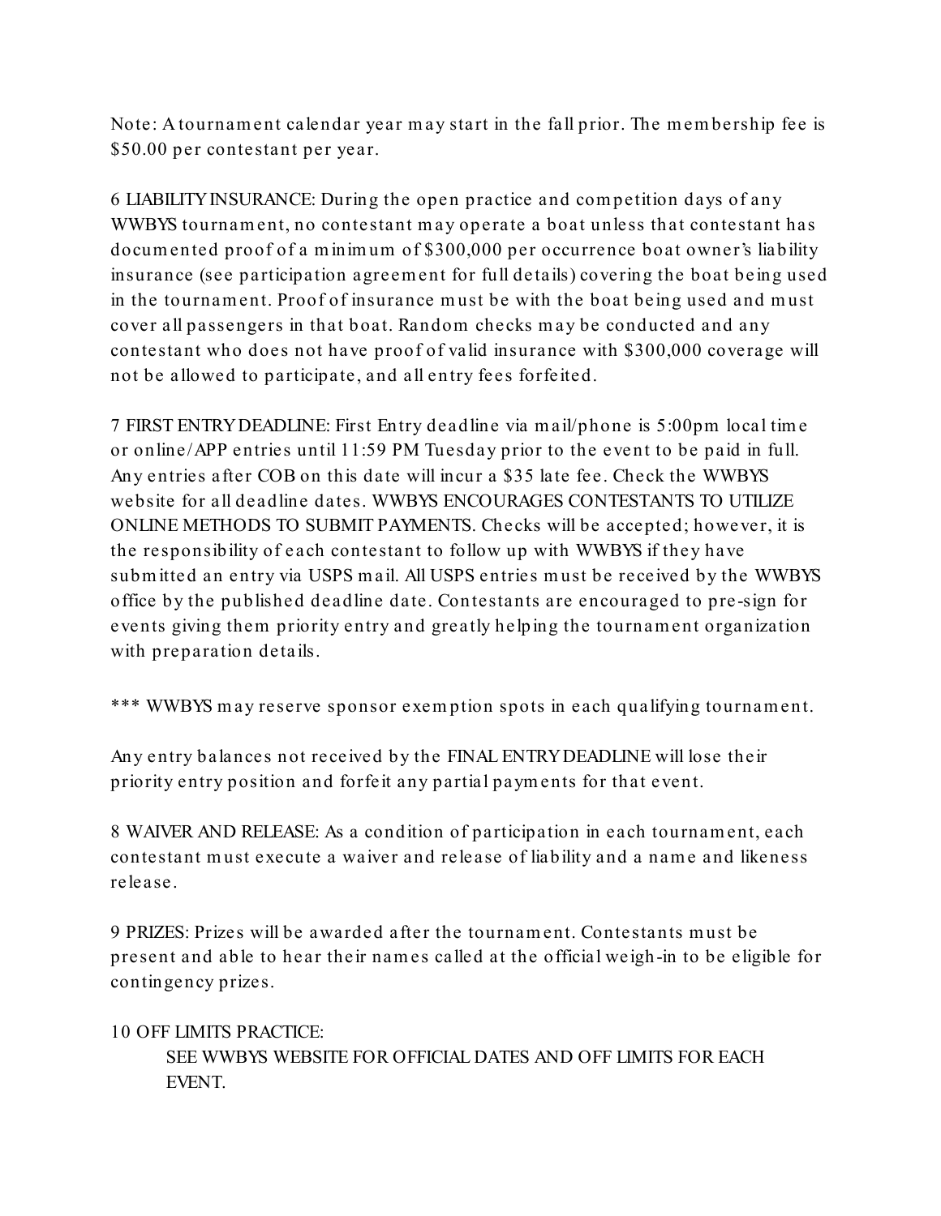Note: A tournament calendar year may start in the fall prior. The membership fee is $50.00 per contestant per year.

6 LIABILITY INSURANCE: During the open practice and competition days of any WWBYS tournament, no contestant may operate a boat unless that contestant has documented proof of a minimum of $300,000 per occurrence boat owner's liability insurance (see participation agreement for full details) covering the boat being used in the tournament. Proof of insurance must be with the boat being used and must cover all passengers in that boat. Random checks may be conducted and any contestant who does not have proof of valid insurance with $300,000 coverage will not be allowed to participate, and all entry fees forfeited.

7 FIRST ENTRY DEADLINE: First Entry deadline via mail/phone is 5:00pm local time or online/APP entries until 11:59 PM Tuesday prior to the event to be paid in full. Any entries after COB on this date will incur a $35 late fee. Check the WWBYS website for all deadline dates. WWBYS ENCOURAGES CONTESTANTS TO UTILIZE ONLINE METHODS TO SUBMIT PAYMENTS. Checks will be accepted; however, it is the responsibility of each contestant to follow up with WWBYS if they have submitted an entry via USPS mail. All USPS entries must be received by the WWBYS office by the published deadline date. Contestants are encouraged to pre-sign for events giving them priority entry and greatly helping the tournament organization with preparation details.

*** WWBYS may reserve sponsor exemption spots in each qualifying tournament.

Any entry balances not received by the FINAL ENTRY DEADLINE will lose their priority entry position and forfeit any partial payments for that event.

8 WAIVER AND RELEASE: As a condition of participation in each tournament, each contestant must execute a waiver and release of liability and a name and likeness release.

9 PRIZES: Prizes will be awarded after the tournament. Contestants must be present and able to hear their names called at the official weigh-in to be eligible for contingency prizes.

10 OFF LIMITS PRACTICE:

SEE WWBYS WEBSITE FOR OFFICIAL DATES AND OFF LIMITS FOR EACH EVENT.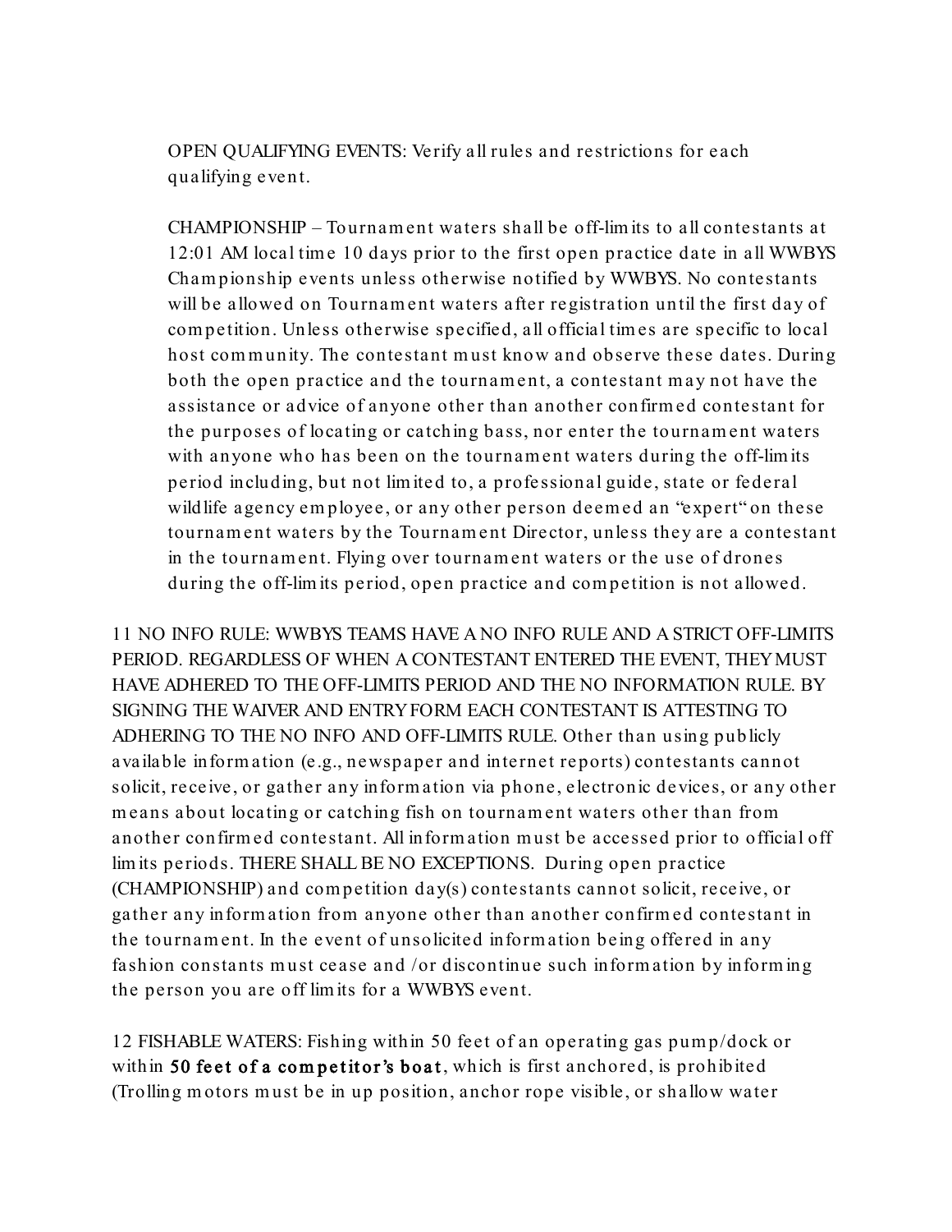OPEN QUALIFYING EVENTS: Verify all rules and restrictions for each qualifying event.

CHAMPIONSHIP – Tournament waters shall be off-limits to all contestants at 12:01 AM local time 10 days prior to the first open practice date in all WWBYS Championship events unless otherwise notified by WWBYS. No contestants will be allowed on Tournament waters after registration until the first day of competition. Unless otherwise specified, all official times are specific to local host community. The contestant must know and observe these dates. During both the open practice and the tournament, a contestant may not have the assistance or advice of anyone other than another confirmed contestant for the purposes of locating or catching bass, nor enter the tournament waters with anyone who has been on the tournament waters during the off-limits period including, but not limited to, a professional guide, state or federal wildlife agency employee, or any other person deemed an "expert" on these tournament waters by the Tournament Director, unless they are a contestant in the tournament. Flying over tournament waters or the use of drones during the off-limits period, open practice and competition is not allowed.

11 NO INFO RULE: WWBYS TEAMS HAVE A NO INFO RULE AND A STRICT OFF-LIMITS PERIOD. REGARDLESS OF WHEN A CONTESTANT ENTERED THE EVENT, THEY MUST HAVE ADHERED TO THE OFF-LIMITS PERIOD AND THE NO INFORMATION RULE. BY SIGNING THE WAIVER AND ENTRY FORM EACH CONTESTANT IS ATTESTING TO ADHERING TO THE NO INFO AND OFF-LIMITS RULE. Other than using publicly available information (e.g., newspaper and internet reports) contestants cannot solicit, receive, or gather any information via phone, electronic devices, or any other means about locating or catching fish on tournament waters other than from another confirmed contestant. All information must be accessed prior to official off limits periods. THERE SHALL BE NO EXCEPTIONS. During open practice (CHAMPIONSHIP) and competition day(s) contestants cannot solicit, receive, or gather any information from anyone other than another confirmed contestant in the tournament. In the event of unsolicited information being offered in any fashion constants must cease and /or discontinue such information by informing the person you are off limits for a WWBYS event.

12 FISHABLE WATERS: Fishing within 50 feet of an operating gas pump/dock or within **50 feet of a competitor's boat**, which is first anchored, is prohibited (Trolling motors must be in up position, anchor rope visible, or shallow water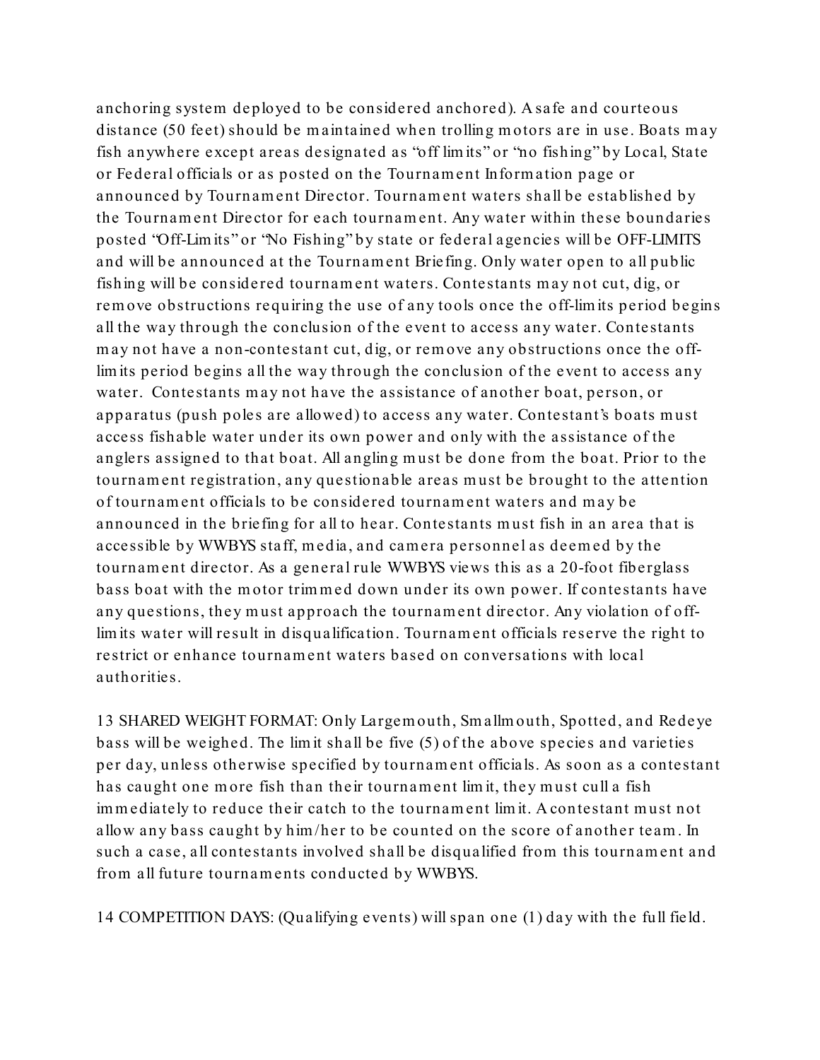anchoring system deployed to be considered anchored). A safe and courteous distance (50 feet) should be maintained when trolling motors are in use. Boats may fish anywhere except areas designated as "off limits" or "no fishing" by Local, State or Federal officials or as posted on the Tournament Information page or announced by Tournament Director. Tournament waters shall be established by the Tournament Director for each tournament. Any water within these boundaries posted "Off-Limits" or "No Fishing" by state or federal agencies will be OFF-LIMITS and will be announced at the Tournament Briefing. Only water open to all public fishing will be considered tournament waters. Contestants may not cut, dig, or remove obstructions requiring the use of any tools once the off-limits period begins all the way through the conclusion of the event to access any water. Contestants may not have a non-contestant cut, dig, or remove any obstructions once the off-limits period begins all the way through the conclusion of the event to access any water. Contestants may not have the assistance of another boat, person, or apparatus (push poles are allowed) to access any water. Contestant's boats must access fishable water under its own power and only with the assistance of the anglers assigned to that boat. All angling must be done from the boat. Prior to the tournament registration, any questionable areas must be brought to the attention of tournament officials to be considered tournament waters and may be announced in the briefing for all to hear. Contestants must fish in an area that is accessible by WWBYS staff, media, and camera personnel as deemed by the tournament director. As a general rule WWBYS views this as a 20-foot fiberglass bass boat with the motor trimmed down under its own power. If contestants have any questions, they must approach the tournament director. Any violation of off-limits water will result in disqualification. Tournament officials reserve the right to restrict or enhance tournament waters based on conversations with local authorities.

13 SHARED WEIGHT FORMAT: Only Largemouth, Smallmouth, Spotted, and Redeye bass will be weighed. The limit shall be five (5) of the above species and varieties per day, unless otherwise specified by tournament officials. As soon as a contestant has caught one more fish than their tournament limit, they must cull a fish immediately to reduce their catch to the tournament limit. A contestant must not allow any bass caught by him/her to be counted on the score of another team. In such a case, all contestants involved shall be disqualified from this tournament and from all future tournaments conducted by WWBYS.

14 COMPETITION DAYS: (Qualifying events) will span one (1) day with the full field.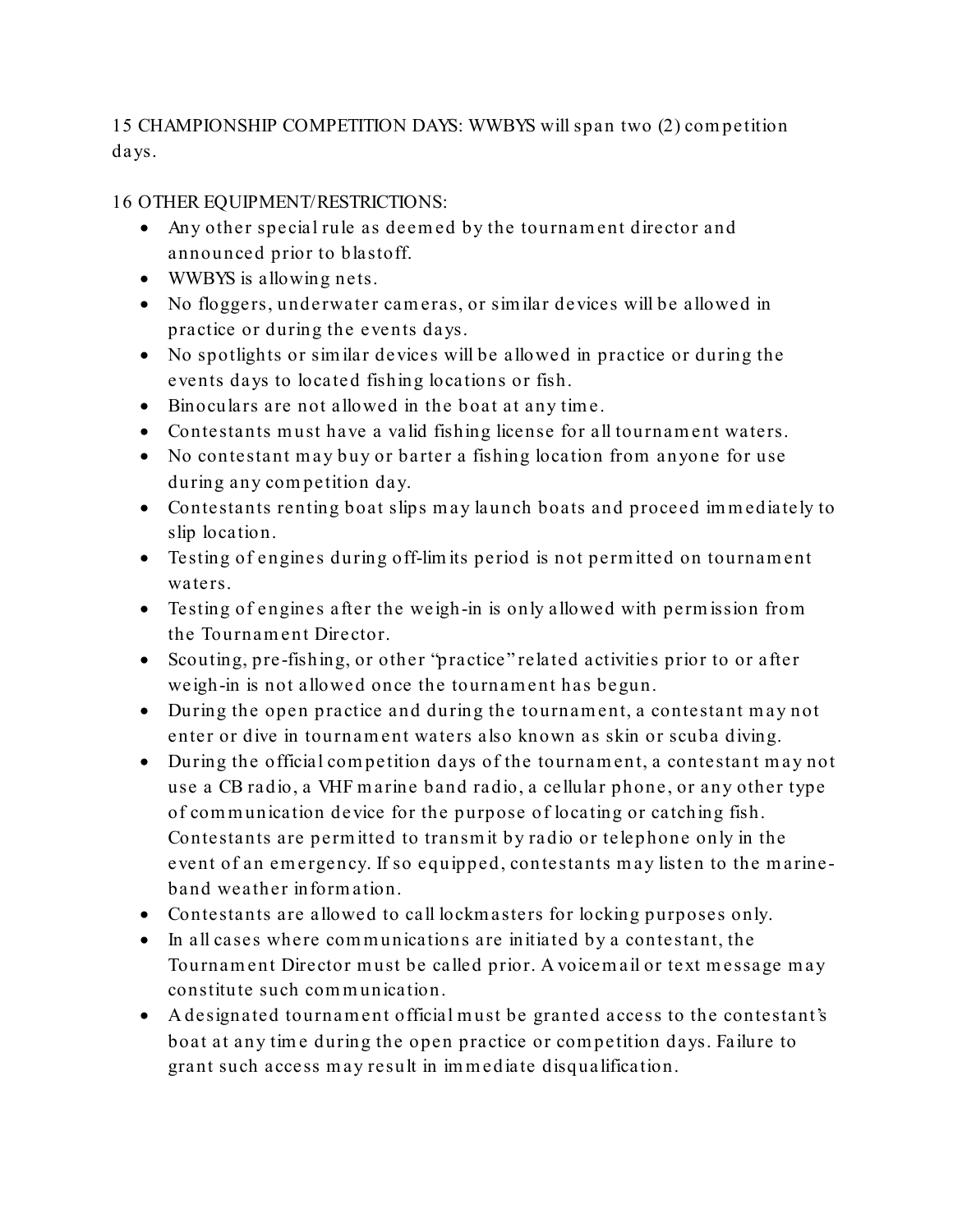15 CHAMPIONSHIP COMPETITION DAYS: WWBYS will span two (2) competition days.

16 OTHER EQUIPMENT/RESTRICTIONS:

- Any other special rule as deemed by the tournament director and announced prior to blastoff.
- WWBYS is allowing nets.
- No floggers, underwater cameras, or similar devices will be allowed in practice or during the events days.
- No spotlights or similar devices will be allowed in practice or during the events days to located fishing locations or fish.
- Binoculars are not allowed in the boat at any time.
- Contestants must have a valid fishing license for all tournament waters.
- No contestant may buy or barter a fishing location from anyone for use during any competition day.
- Contestants renting boat slips may launch boats and proceed immediately to slip location.
- Testing of engines during off-limits period is not permitted on tournament waters.
- Testing of engines after the weigh-in is only allowed with permission from the Tournament Director.
- Scouting, pre-fishing, or other "practice" related activities prior to or after weigh-in is not allowed once the tournament has begun.
- During the open practice and during the tournament, a contestant may not enter or dive in tournament waters also known as skin or scuba diving.
- During the official competition days of the tournament, a contestant may not use a CB radio, a VHF marine band radio, a cellular phone, or any other type of communication device for the purpose of locating or catching fish. Contestants are permitted to transmit by radio or telephone only in the event of an emergency. If so equipped, contestants may listen to the marine-band weather information.
- Contestants are allowed to call lockmasters for locking purposes only.
- In all cases where communications are initiated by a contestant, the Tournament Director must be called prior. A voicemail or text message may constitute such communication.
- A designated tournament official must be granted access to the contestant's boat at any time during the open practice or competition days. Failure to grant such access may result in immediate disqualification.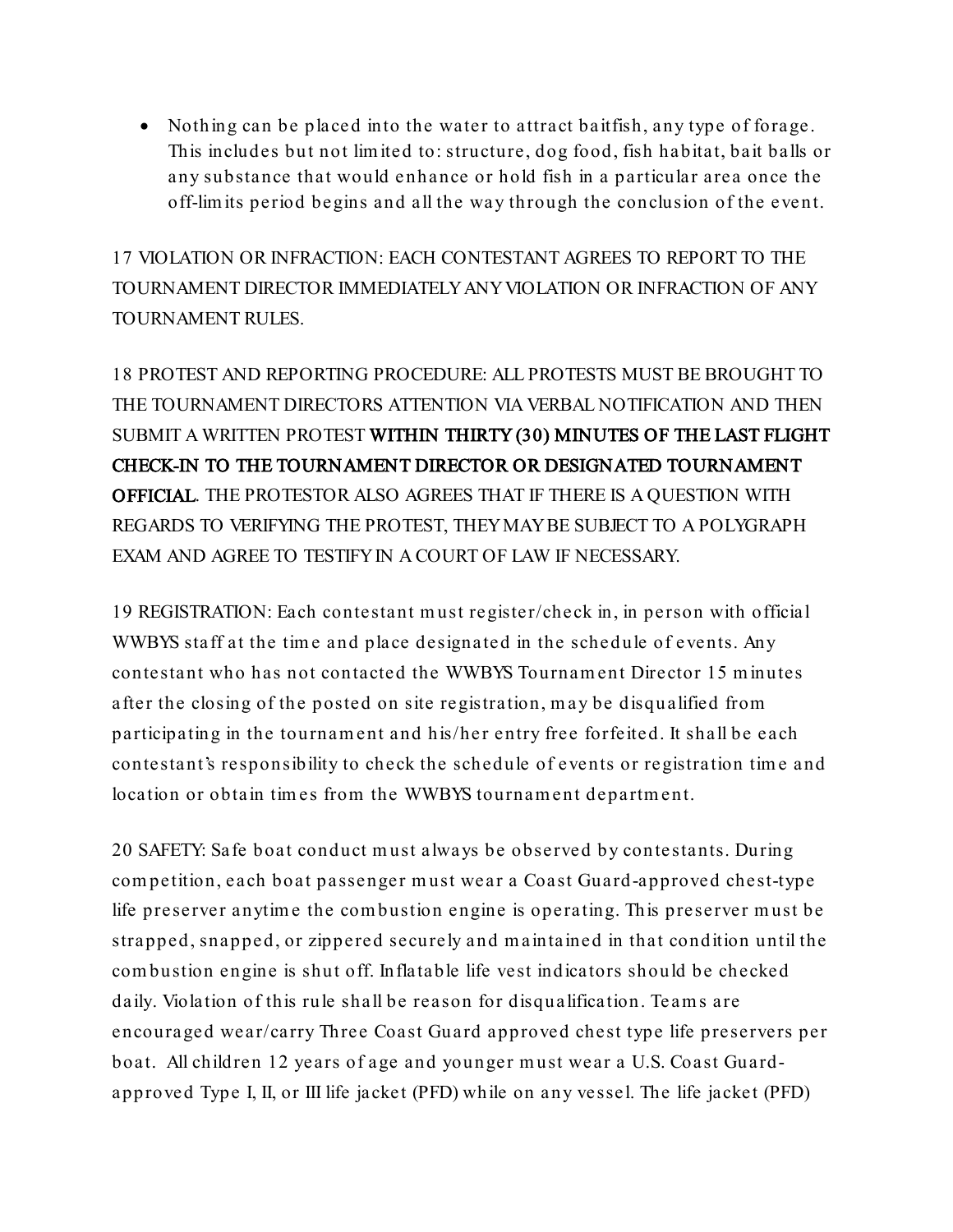- Nothing can be placed into the water to attract baitfish, any type of forage. This includes but not limited to: structure, dog food, fish habitat, bait balls or any substance that would enhance or hold fish in a particular area once the off-limits period begins and all the way through the conclusion of the event.

17 VIOLATION OR INFRACTION: EACH CONTESTANT AGREES TO REPORT TO THE TOURNAMENT DIRECTOR IMMEDIATELY ANY VIOLATION OR INFRACTION OF ANY TOURNAMENT RULES.

18 PROTEST AND REPORTING PROCEDURE: ALL PROTESTS MUST BE BROUGHT TO THE TOURNAMENT DIRECTORS ATTENTION VIA VERBAL NOTIFICATION AND THEN SUBMIT A WRITTEN PROTEST **WITHIN THIRTY (30) MINUTES OF THE LAST FLIGHT CHECK-IN TO THE TOURNAMENT DIRECTOR OR DESIGNATED TOURNAMENT OFFICIAL**. THE PROTESTOR ALSO AGREES THAT IF THERE IS A QUESTION WITH REGARDS TO VERIFYING THE PROTEST, THEY MAY BE SUBJECT TO A POLYGRAPH EXAM AND AGREE TO TESTIFY IN A COURT OF LAW IF NECESSARY.

19 REGISTRATION: Each contestant must register/check in, in person with official WWBYS staff at the time and place designated in the schedule of events. Any contestant who has not contacted the WWBYS Tournament Director 15 minutes after the closing of the posted on site registration, may be disqualified from participating in the tournament and his/her entry free forfeited. It shall be each contestant's responsibility to check the schedule of events or registration time and location or obtain times from the WWBYS tournament department.

20 SAFETY: Safe boat conduct must always be observed by contestants. During competition, each boat passenger must wear a Coast Guard-approved chest-type life preserver anytime the combustion engine is operating. This preserver must be strapped, snapped, or zippered securely and maintained in that condition until the combustion engine is shut off. Inflatable life vest indicators should be checked daily. Violation of this rule shall be reason for disqualification. Teams are encouraged wear/carry Three Coast Guard approved chest type life preservers per boat. All children 12 years of age and younger must wear a U.S. Coast Guard-approved Type I, II, or III life jacket (PFD) while on any vessel. The life jacket (PFD)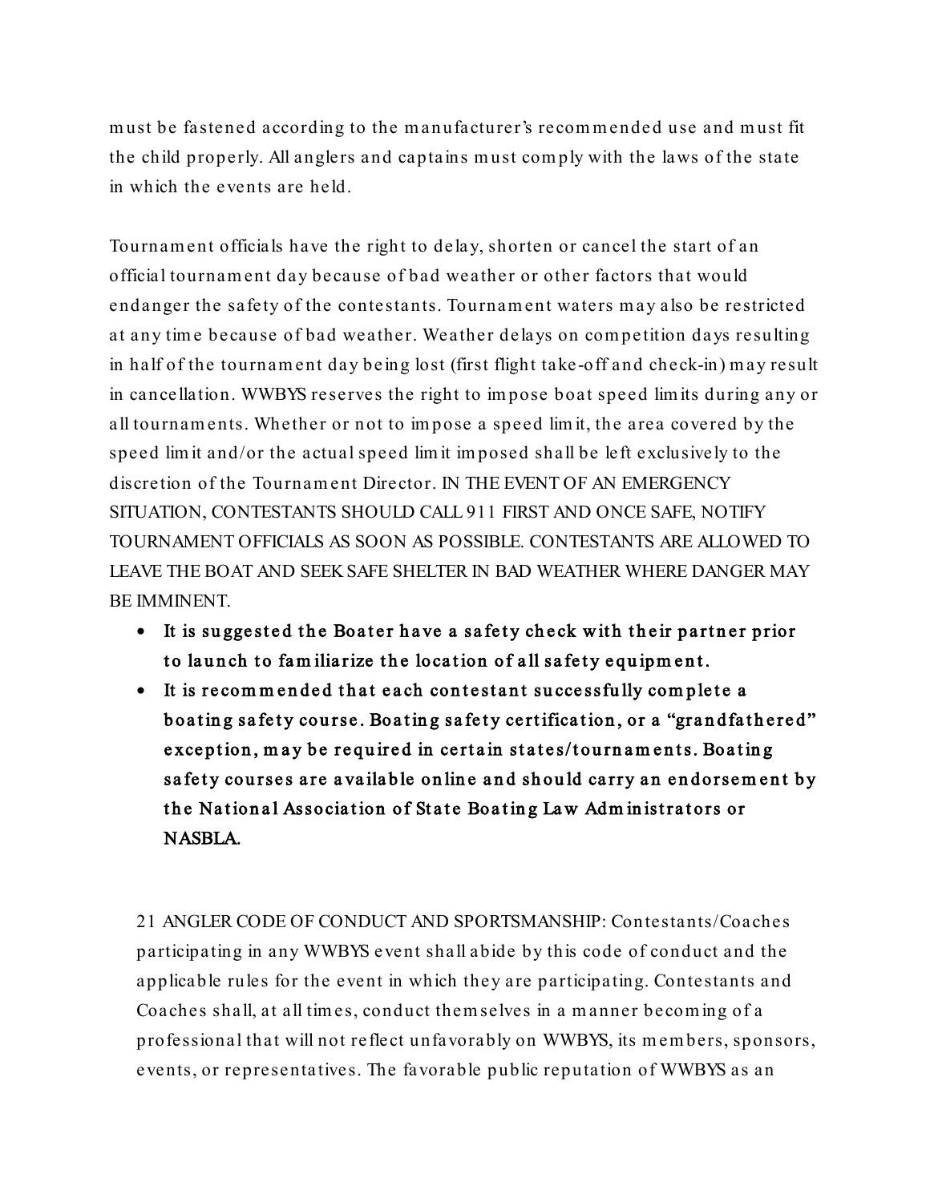must be fastened according to the manufacturer's recommended use and must fit the child properly. All anglers and captains must comply with the laws of the state in which the events are held.

Tournament officials have the right to delay, shorten or cancel the start of an official tournament day because of bad weather or other factors that would endanger the safety of the contestants. Tournament waters may also be restricted at any time because of bad weather. Weather delays on competition days resulting in half of the tournament day being lost (first flight take-off and check-in) may result in cancellation. WWBYS reserves the right to impose boat speed limits during any or all tournaments. Whether or not to impose a speed limit, the area covered by the speed limit and/or the actual speed limit imposed shall be left exclusively to the discretion of the Tournament Director. IN THE EVENT OF AN EMERGENCY SITUATION, CONTESTANTS SHOULD CALL 911 FIRST AND ONCE SAFE, NOTIFY TOURNAMENT OFFICIALS AS SOON AS POSSIBLE. CONTESTANTS ARE ALLOWED TO LEAVE THE BOAT AND SEEK SAFE SHELTER IN BAD WEATHER WHERE DANGER MAY BE IMMINENT.

- **It is suggested the Boater have a safety check with their partner prior to launch to familiarize the location of all safety equipment.**
- **It is recommended that each contestant successfully complete a boating safety course. Boating safety certification, or a "grandfathered" exception, may be required in certain states/tournaments. Boating safety courses are available online and should carry an endorsement by the National Association of State Boating Law Administrators or NASBLA.**

21 ANGLER CODE OF CONDUCT AND SPORTSMANSHIP: Contestants/Coaches participating in any WWBYS event shall abide by this code of conduct and the applicable rules for the event in which they are participating. Contestants and Coaches shall, at all times, conduct themselves in a manner becoming of a professional that will not reflect unfavorably on WWBYS, its members, sponsors, events, or representatives. The favorable public reputation of WWBYS as an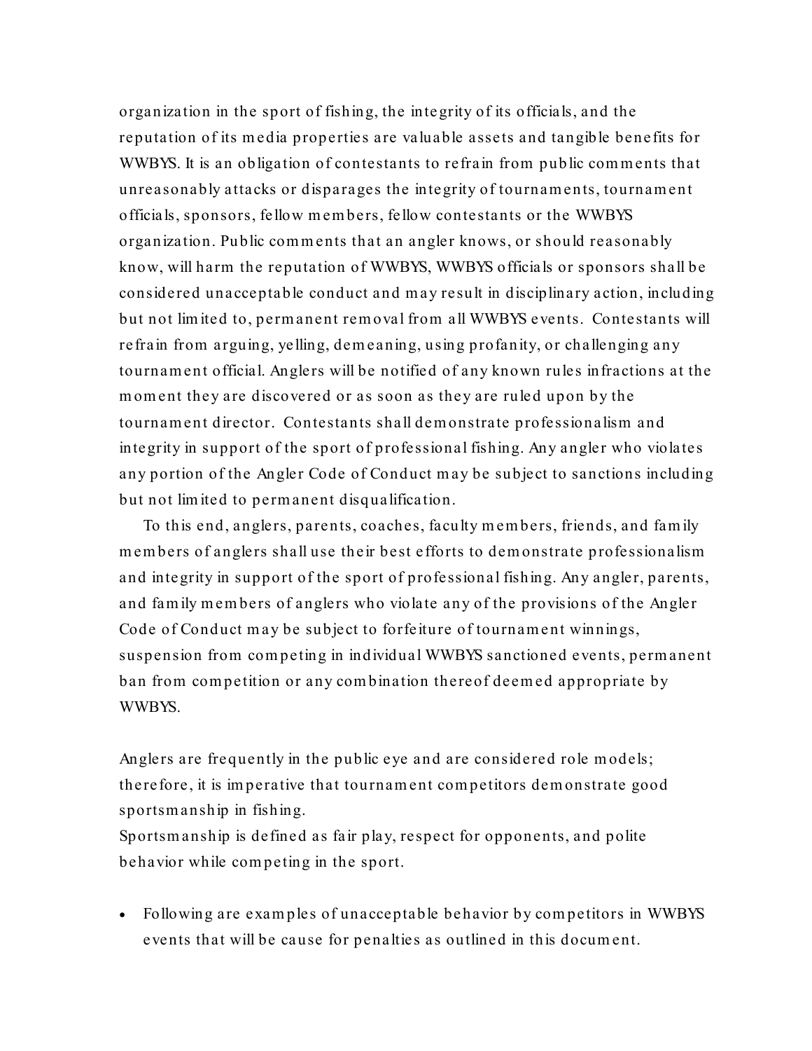organization in the sport of fishing, the integrity of its officials, and the reputation of its media properties are valuable assets and tangible benefits for WWBYS. It is an obligation of contestants to refrain from public comments that unreasonably attacks or disparages the integrity of tournaments, tournament officials, sponsors, fellow members, fellow contestants or the WWBYS organization. Public comments that an angler knows, or should reasonably know, will harm the reputation of WWBYS, WWBYS officials or sponsors shall be considered unacceptable conduct and may result in disciplinary action, including but not limited to, permanent removal from all WWBYS events. Contestants will refrain from arguing, yelling, demeaning, using profanity, or challenging any tournament official. Anglers will be notified of any known rules infractions at the moment they are discovered or as soon as they are ruled upon by the tournament director. Contestants shall demonstrate professionalism and integrity in support of the sport of professional fishing. Any angler who violates any portion of the Angler Code of Conduct may be subject to sanctions including but not limited to permanent disqualification.

To this end, anglers, parents, coaches, faculty members, friends, and family members of anglers shall use their best efforts to demonstrate professionalism and integrity in support of the sport of professional fishing. Any angler, parents, and family members of anglers who violate any of the provisions of the Angler Code of Conduct may be subject to forfeiture of tournament winnings, suspension from competing in individual WWBYS sanctioned events, permanent ban from competition or any combination thereof deemed appropriate by WWBYS.

Anglers are frequently in the public eye and are considered role models; therefore, it is imperative that tournament competitors demonstrate good sportsmanship in fishing.
Sportsmanship is defined as fair play, respect for opponents, and polite behavior while competing in the sport.

- Following are examples of unacceptable behavior by competitors in WWBYS events that will be cause for penalties as outlined in this document.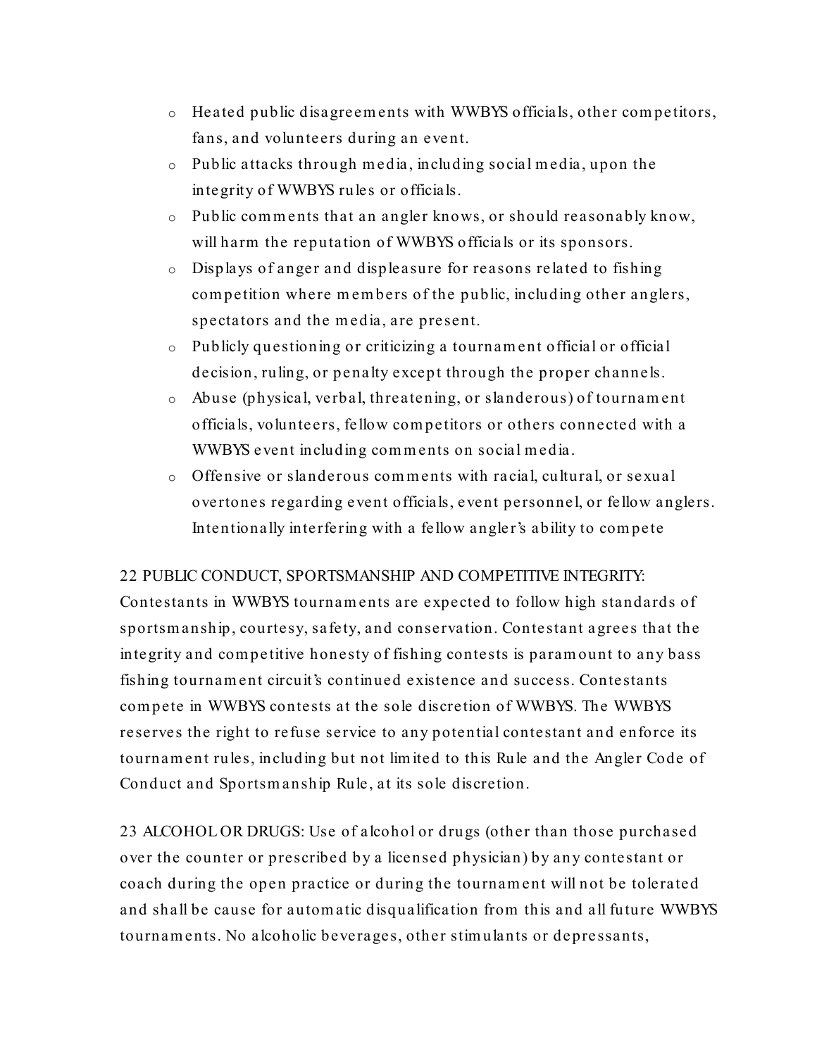- Heated public disagreements with WWBYS officials, other competitors, fans, and volunteers during an event.
- Public attacks through media, including social media, upon the integrity of WWBYS rules or officials.
- Public comments that an angler knows, or should reasonably know, will harm the reputation of WWBYS officials or its sponsors.
- Displays of anger and displeasure for reasons related to fishing competition where members of the public, including other anglers, spectators and the media, are present.
- Publicly questioning or criticizing a tournament official or official decision, ruling, or penalty except through the proper channels.
- Abuse (physical, verbal, threatening, or slanderous) of tournament officials, volunteers, fellow competitors or others connected with a WWBYS event including comments on social media.
- Offensive or slanderous comments with racial, cultural, or sexual overtones regarding event officials, event personnel, or fellow anglers. Intentionally interfering with a fellow angler's ability to compete

22 PUBLIC CONDUCT, SPORTSMANSHIP AND COMPETITIVE INTEGRITY: Contestants in WWBYS tournaments are expected to follow high standards of sportsmanship, courtesy, safety, and conservation. Contestant agrees that the integrity and competitive honesty of fishing contests is paramount to any bass fishing tournament circuit's continued existence and success. Contestants compete in WWBYS contests at the sole discretion of WWBYS. The WWBYS reserves the right to refuse service to any potential contestant and enforce its tournament rules, including but not limited to this Rule and the Angler Code of Conduct and Sportsmanship Rule, at its sole discretion.

23 ALCOHOL OR DRUGS: Use of alcohol or drugs (other than those purchased over the counter or prescribed by a licensed physician) by any contestant or coach during the open practice or during the tournament will not be tolerated and shall be cause for automatic disqualification from this and all future WWBYS tournaments. No alcoholic beverages, other stimulants or depressants,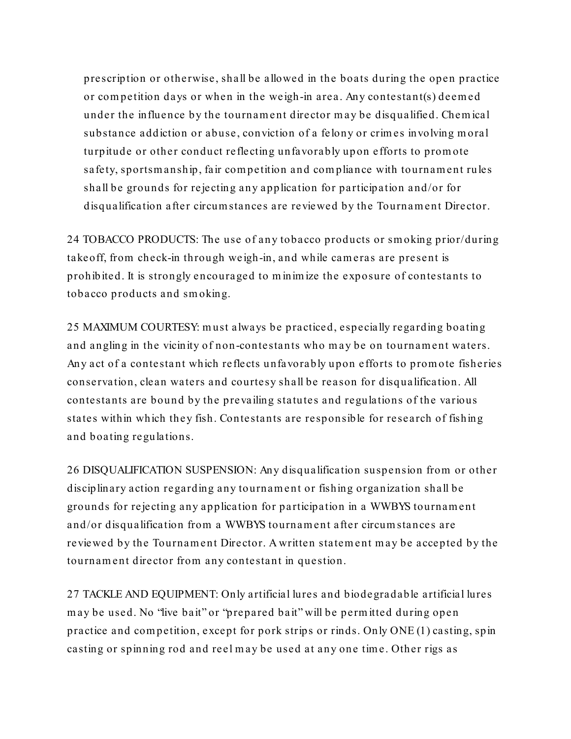prescription or otherwise, shall be allowed in the boats during the open practice or competition days or when in the weigh-in area. Any contestant(s) deemed under the influence by the tournament director may be disqualified. Chemical substance addiction or abuse, conviction of a felony or crimes involving moral turpitude or other conduct reflecting unfavorably upon efforts to promote safety, sportsmanship, fair competition and compliance with tournament rules shall be grounds for rejecting any application for participation and/or for disqualification after circumstances are reviewed by the Tournament Director.

24 TOBACCO PRODUCTS: The use of any tobacco products or smoking prior/during takeoff, from check-in through weigh-in, and while cameras are present is prohibited. It is strongly encouraged to minimize the exposure of contestants to tobacco products and smoking.

25 MAXIMUM COURTESY: must always be practiced, especially regarding boating and angling in the vicinity of non-contestants who may be on tournament waters. Any act of a contestant which reflects unfavorably upon efforts to promote fisheries conservation, clean waters and courtesy shall be reason for disqualification. All contestants are bound by the prevailing statutes and regulations of the various states within which they fish. Contestants are responsible for research of fishing and boating regulations.

26 DISQUALIFICATION SUSPENSION: Any disqualification suspension from or other disciplinary action regarding any tournament or fishing organization shall be grounds for rejecting any application for participation in a WWBYS tournament and/or disqualification from a WWBYS tournament after circumstances are reviewed by the Tournament Director. A written statement may be accepted by the tournament director from any contestant in question.

27 TACKLE AND EQUIPMENT: Only artificial lures and biodegradable artificial lures may be used. No "live bait" or "prepared bait" will be permitted during open practice and competition, except for pork strips or rinds. Only ONE (1) casting, spin casting or spinning rod and reel may be used at any one time. Other rigs as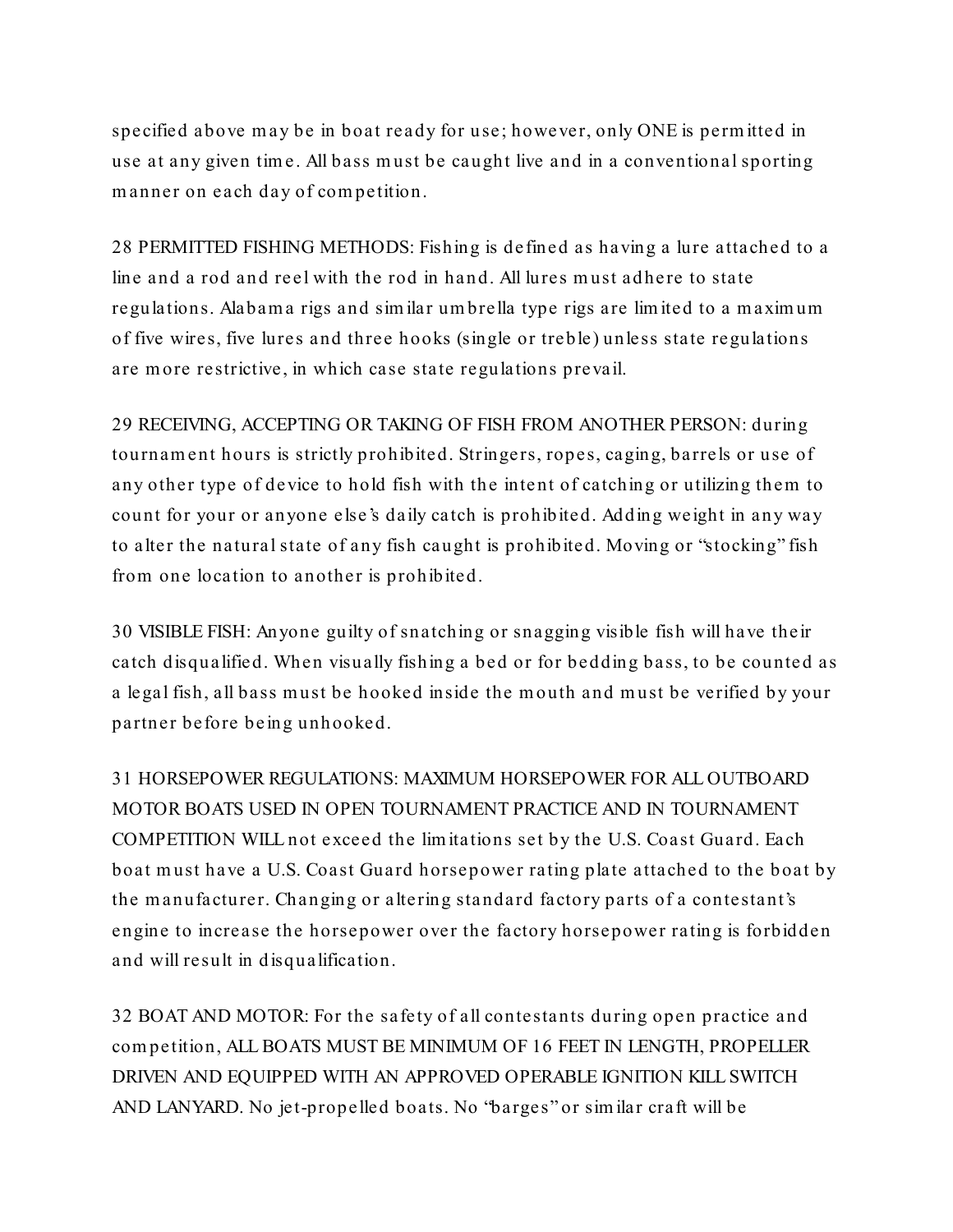specified above may be in boat ready for use; however, only ONE is permitted in use at any given time. All bass must be caught live and in a conventional sporting manner on each day of competition.

28 PERMITTED FISHING METHODS: Fishing is defined as having a lure attached to a line and a rod and reel with the rod in hand. All lures must adhere to state regulations. Alabama rigs and similar umbrella type rigs are limited to a maximum of five wires, five lures and three hooks (single or treble) unless state regulations are more restrictive, in which case state regulations prevail.

29 RECEIVING, ACCEPTING OR TAKING OF FISH FROM ANOTHER PERSON: during tournament hours is strictly prohibited. Stringers, ropes, caging, barrels or use of any other type of device to hold fish with the intent of catching or utilizing them to count for your or anyone else's daily catch is prohibited. Adding weight in any way to alter the natural state of any fish caught is prohibited. Moving or "stocking" fish from one location to another is prohibited.

30 VISIBLE FISH: Anyone guilty of snatching or snagging visible fish will have their catch disqualified. When visually fishing a bed or for bedding bass, to be counted as a legal fish, all bass must be hooked inside the mouth and must be verified by your partner before being unhooked.

31 HORSEPOWER REGULATIONS: MAXIMUM HORSEPOWER FOR ALL OUTBOARD MOTOR BOATS USED IN OPEN TOURNAMENT PRACTICE AND IN TOURNAMENT COMPETITION WILL not exceed the limitations set by the U.S. Coast Guard. Each boat must have a U.S. Coast Guard horsepower rating plate attached to the boat by the manufacturer. Changing or altering standard factory parts of a contestant's engine to increase the horsepower over the factory horsepower rating is forbidden and will result in disqualification.

32 BOAT AND MOTOR: For the safety of all contestants during open practice and competition, ALL BOATS MUST BE MINIMUM OF 16 FEET IN LENGTH, PROPELLER DRIVEN AND EQUIPPED WITH AN APPROVED OPERABLE IGNITION KILL SWITCH AND LANYARD. No jet-propelled boats. No "barges" or similar craft will be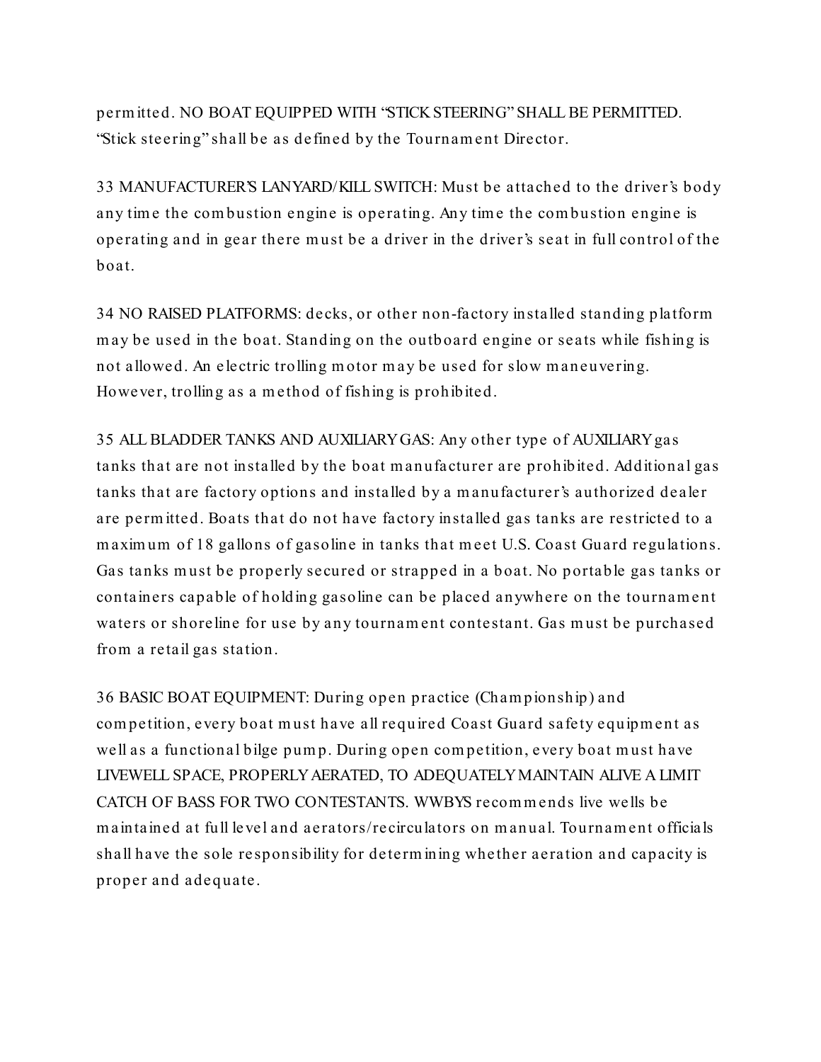permitted. NO BOAT EQUIPPED WITH "STICK STEERING" SHALL BE PERMITTED. "Stick steering" shall be as defined by the Tournament Director.

33 MANUFACTURER'S LANYARD/KILL SWITCH: Must be attached to the driver's body any time the combustion engine is operating. Any time the combustion engine is operating and in gear there must be a driver in the driver's seat in full control of the boat.

34 NO RAISED PLATFORMS: decks, or other non-factory installed standing platform may be used in the boat. Standing on the outboard engine or seats while fishing is not allowed. An electric trolling motor may be used for slow maneuvering. However, trolling as a method of fishing is prohibited.

35 ALL BLADDER TANKS AND AUXILIARY GAS: Any other type of AUXILIARY gas tanks that are not installed by the boat manufacturer are prohibited. Additional gas tanks that are factory options and installed by a manufacturer's authorized dealer are permitted. Boats that do not have factory installed gas tanks are restricted to a maximum of 18 gallons of gasoline in tanks that meet U.S. Coast Guard regulations. Gas tanks must be properly secured or strapped in a boat. No portable gas tanks or containers capable of holding gasoline can be placed anywhere on the tournament waters or shoreline for use by any tournament contestant. Gas must be purchased from a retail gas station.

36 BASIC BOAT EQUIPMENT: During open practice (Championship) and competition, every boat must have all required Coast Guard safety equipment as well as a functional bilge pump. During open competition, every boat must have LIVEWELL SPACE, PROPERLY AERATED, TO ADEQUATELY MAINTAIN ALIVE A LIMIT CATCH OF BASS FOR TWO CONTESTANTS. WWBYS recommends live wells be maintained at full level and aerators/recirculators on manual. Tournament officials shall have the sole responsibility for determining whether aeration and capacity is proper and adequate.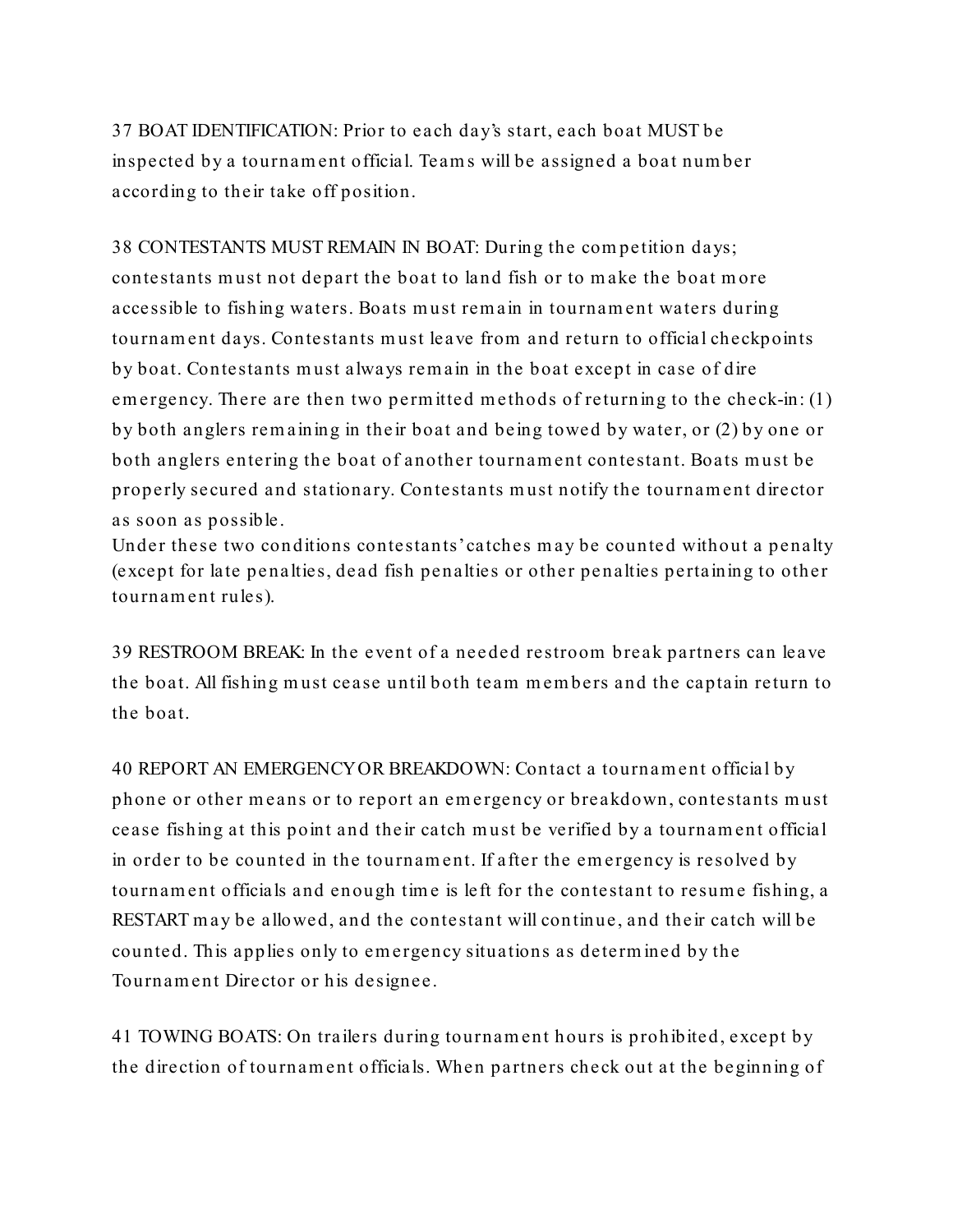37 BOAT IDENTIFICATION: Prior to each day's start, each boat MUST be inspected by a tournament official. Teams will be assigned a boat number according to their take off position.

38 CONTESTANTS MUST REMAIN IN BOAT: During the competition days; contestants must not depart the boat to land fish or to make the boat more accessible to fishing waters. Boats must remain in tournament waters during tournament days. Contestants must leave from and return to official checkpoints by boat. Contestants must always remain in the boat except in case of dire emergency. There are then two permitted methods of returning to the check-in: (1) by both anglers remaining in their boat and being towed by water, or (2) by one or both anglers entering the boat of another tournament contestant. Boats must be properly secured and stationary. Contestants must notify the tournament director as soon as possible.
Under these two conditions contestants' catches may be counted without a penalty (except for late penalties, dead fish penalties or other penalties pertaining to other tournament rules).

39 RESTROOM BREAK: In the event of a needed restroom break partners can leave the boat. All fishing must cease until both team members and the captain return to the boat.

40 REPORT AN EMERGENCY OR BREAKDOWN: Contact a tournament official by phone or other means or to report an emergency or breakdown, contestants must cease fishing at this point and their catch must be verified by a tournament official in order to be counted in the tournament. If after the emergency is resolved by tournament officials and enough time is left for the contestant to resume fishing, a RESTART may be allowed, and the contestant will continue, and their catch will be counted. This applies only to emergency situations as determined by the Tournament Director or his designee.

41 TOWING BOATS: On trailers during tournament hours is prohibited, except by the direction of tournament officials. When partners check out at the beginning of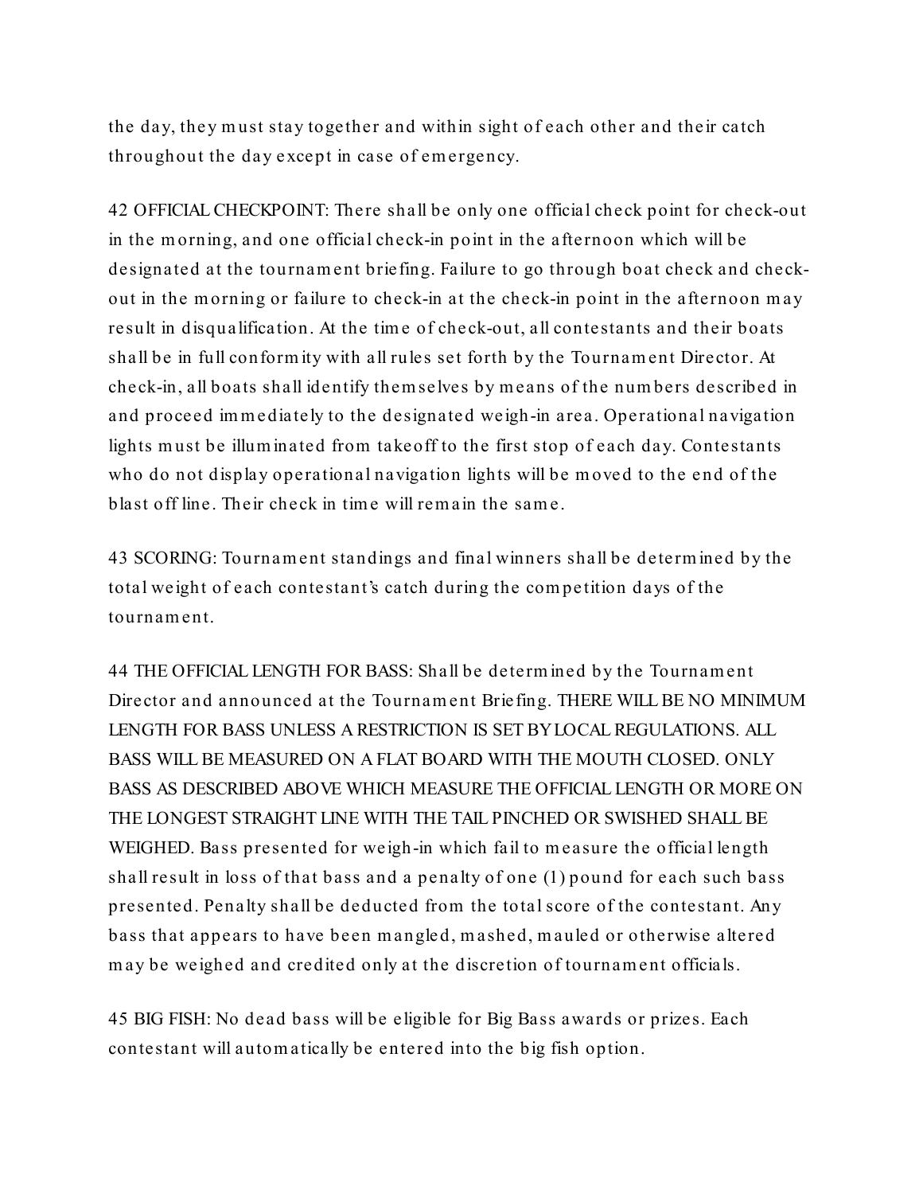the day, they must stay together and within sight of each other and their catch throughout the day except in case of emergency.

42 OFFICIAL CHECKPOINT: There shall be only one official check point for check-out in the morning, and one official check-in point in the afternoon which will be designated at the tournament briefing. Failure to go through boat check and check-out in the morning or failure to check-in at the check-in point in the afternoon may result in disqualification. At the time of check-out, all contestants and their boats shall be in full conformity with all rules set forth by the Tournament Director. At check-in, all boats shall identify themselves by means of the numbers described in and proceed immediately to the designated weigh-in area. Operational navigation lights must be illuminated from takeoff to the first stop of each day. Contestants who do not display operational navigation lights will be moved to the end of the blast off line. Their check in time will remain the same.

43 SCORING: Tournament standings and final winners shall be determined by the total weight of each contestant's catch during the competition days of the tournament.

44 THE OFFICIAL LENGTH FOR BASS: Shall be determined by the Tournament Director and announced at the Tournament Briefing. THERE WILL BE NO MINIMUM LENGTH FOR BASS UNLESS A RESTRICTION IS SET BY LOCAL REGULATIONS. ALL BASS WILL BE MEASURED ON A FLAT BOARD WITH THE MOUTH CLOSED. ONLY BASS AS DESCRIBED ABOVE WHICH MEASURE THE OFFICIAL LENGTH OR MORE ON THE LONGEST STRAIGHT LINE WITH THE TAIL PINCHED OR SWISHED SHALL BE WEIGHED. Bass presented for weigh-in which fail to measure the official length shall result in loss of that bass and a penalty of one (1) pound for each such bass presented. Penalty shall be deducted from the total score of the contestant. Any bass that appears to have been mangled, mashed, mauled or otherwise altered may be weighed and credited only at the discretion of tournament officials.

45 BIG FISH: No dead bass will be eligible for Big Bass awards or prizes. Each contestant will automatically be entered into the big fish option.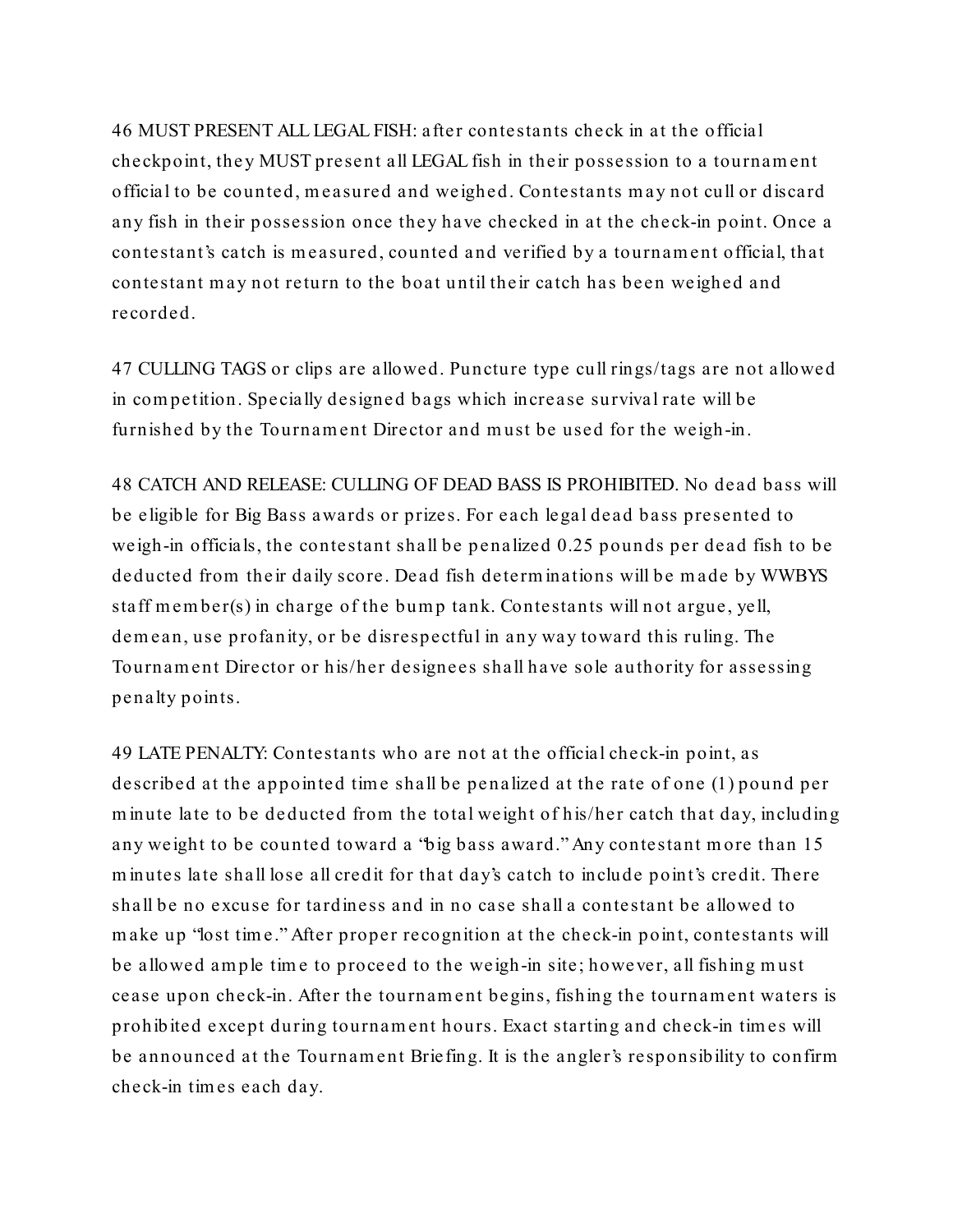46 MUST PRESENT ALL LEGAL FISH: after contestants check in at the official checkpoint, they MUST present all LEGAL fish in their possession to a tournament official to be counted, measured and weighed. Contestants may not cull or discard any fish in their possession once they have checked in at the check-in point. Once a contestant's catch is measured, counted and verified by a tournament official, that contestant may not return to the boat until their catch has been weighed and recorded.

47 CULLING TAGS or clips are allowed. Puncture type cull rings/tags are not allowed in competition. Specially designed bags which increase survival rate will be furnished by the Tournament Director and must be used for the weigh-in.

48 CATCH AND RELEASE: CULLING OF DEAD BASS IS PROHIBITED. No dead bass will be eligible for Big Bass awards or prizes. For each legal dead bass presented to weigh-in officials, the contestant shall be penalized 0.25 pounds per dead fish to be deducted from their daily score. Dead fish determinations will be made by WWBYS staff member(s) in charge of the bump tank. Contestants will not argue, yell, demean, use profanity, or be disrespectful in any way toward this ruling. The Tournament Director or his/her designees shall have sole authority for assessing penalty points.

49 LATE PENALTY: Contestants who are not at the official check-in point, as described at the appointed time shall be penalized at the rate of one (1) pound per minute late to be deducted from the total weight of his/her catch that day, including any weight to be counted toward a "big bass award." Any contestant more than 15 minutes late shall lose all credit for that day's catch to include point's credit. There shall be no excuse for tardiness and in no case shall a contestant be allowed to make up "lost time." After proper recognition at the check-in point, contestants will be allowed ample time to proceed to the weigh-in site; however, all fishing must cease upon check-in. After the tournament begins, fishing the tournament waters is prohibited except during tournament hours. Exact starting and check-in times will be announced at the Tournament Briefing. It is the angler's responsibility to confirm check-in times each day.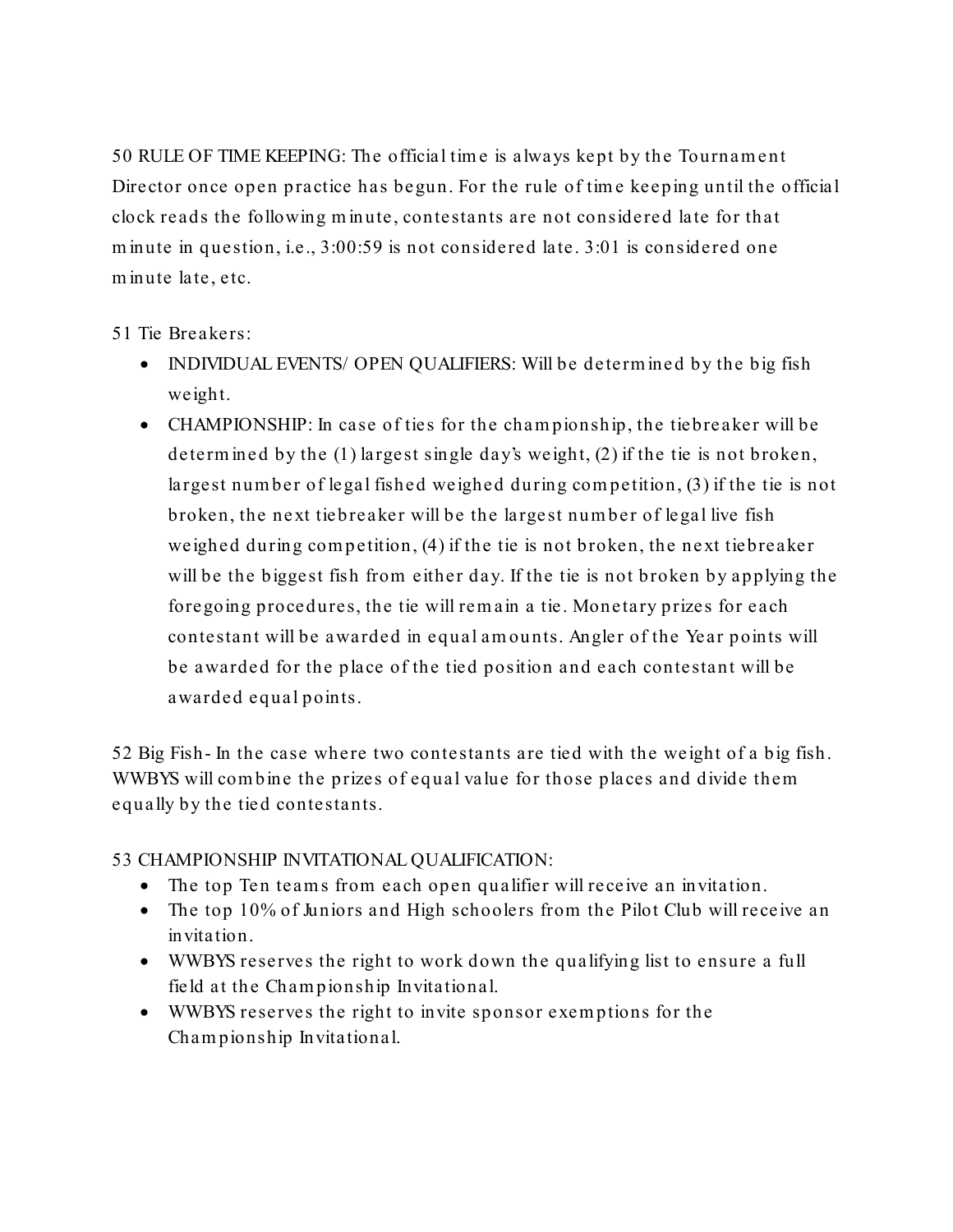50 RULE OF TIME KEEPING: The official time is always kept by the Tournament Director once open practice has begun. For the rule of time keeping until the official clock reads the following minute, contestants are not considered late for that minute in question, i.e., 3:00:59 is not considered late. 3:01 is considered one minute late, etc.

51 Tie Breakers:

- INDIVIDUAL EVENTS/ OPEN QUALIFIERS: Will be determined by the big fish weight.
- CHAMPIONSHIP: In case of ties for the championship, the tiebreaker will be determined by the (1) largest single day's weight, (2) if the tie is not broken, largest number of legal fished weighed during competition, (3) if the tie is not broken, the next tiebreaker will be the largest number of legal live fish weighed during competition, (4) if the tie is not broken, the next tiebreaker will be the biggest fish from either day. If the tie is not broken by applying the foregoing procedures, the tie will remain a tie. Monetary prizes for each contestant will be awarded in equal amounts. Angler of the Year points will be awarded for the place of the tied position and each contestant will be awarded equal points.

52 Big Fish- In the case where two contestants are tied with the weight of a big fish. WWBYS will combine the prizes of equal value for those places and divide them equally by the tied contestants.

53 CHAMPIONSHIP INVITATIONAL QUALIFICATION:

- The top Ten teams from each open qualifier will receive an invitation.
- The top 10% of Juniors and High schoolers from the Pilot Club will receive an invitation.
- WWBYS reserves the right to work down the qualifying list to ensure a full field at the Championship Invitational.
- WWBYS reserves the right to invite sponsor exemptions for the Championship Invitational.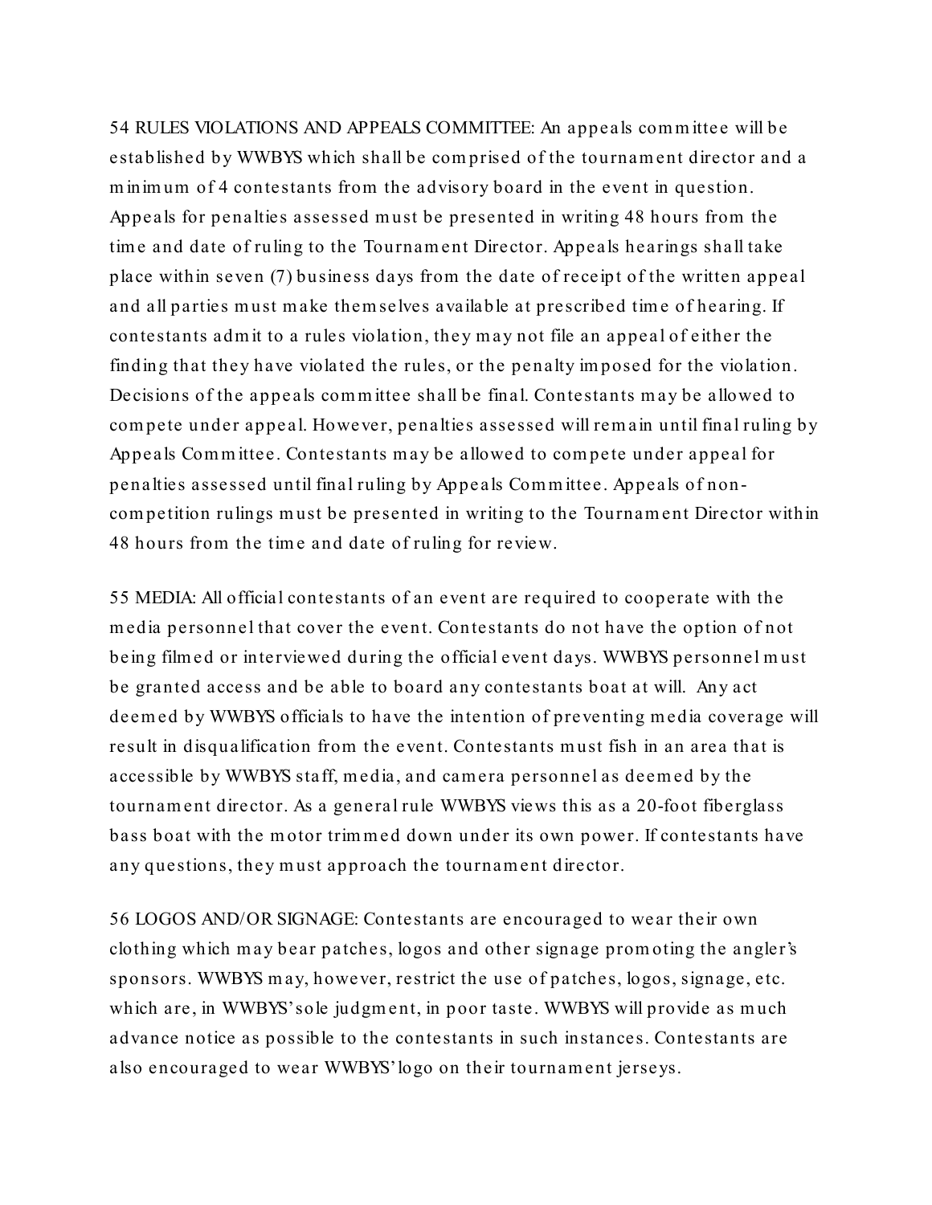54 RULES VIOLATIONS AND APPEALS COMMITTEE: An appeals committee will be established by WWBYS which shall be comprised of the tournament director and a minimum of 4 contestants from the advisory board in the event in question. Appeals for penalties assessed must be presented in writing 48 hours from the time and date of ruling to the Tournament Director. Appeals hearings shall take place within seven (7) business days from the date of receipt of the written appeal and all parties must make themselves available at prescribed time of hearing. If contestants admit to a rules violation, they may not file an appeal of either the finding that they have violated the rules, or the penalty imposed for the violation. Decisions of the appeals committee shall be final. Contestants may be allowed to compete under appeal. However, penalties assessed will remain until final ruling by Appeals Committee. Contestants may be allowed to compete under appeal for penalties assessed until final ruling by Appeals Committee. Appeals of non-competition rulings must be presented in writing to the Tournament Director within 48 hours from the time and date of ruling for review.

55 MEDIA: All official contestants of an event are required to cooperate with the media personnel that cover the event. Contestants do not have the option of not being filmed or interviewed during the official event days. WWBYS personnel must be granted access and be able to board any contestants boat at will. Any act deemed by WWBYS officials to have the intention of preventing media coverage will result in disqualification from the event. Contestants must fish in an area that is accessible by WWBYS staff, media, and camera personnel as deemed by the tournament director. As a general rule WWBYS views this as a 20-foot fiberglass bass boat with the motor trimmed down under its own power. If contestants have any questions, they must approach the tournament director.

56 LOGOS AND/OR SIGNAGE: Contestants are encouraged to wear their own clothing which may bear patches, logos and other signage promoting the angler's sponsors. WWBYS may, however, restrict the use of patches, logos, signage, etc. which are, in WWBYS' sole judgment, in poor taste. WWBYS will provide as much advance notice as possible to the contestants in such instances. Contestants are also encouraged to wear WWBYS' logo on their tournament jerseys.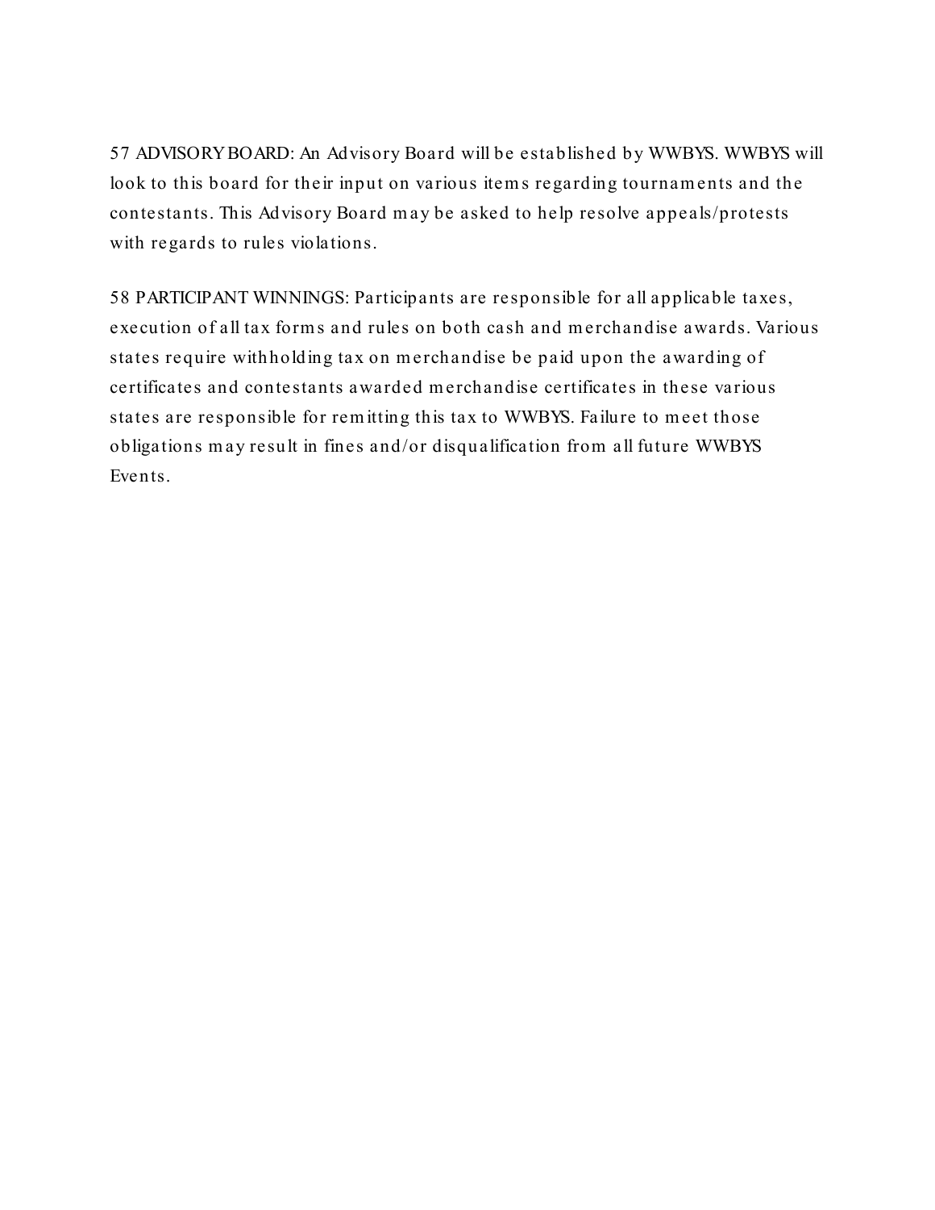57 ADVISORY BOARD: An Advisory Board will be established by WWBYS. WWBYS will look to this board for their input on various items regarding tournaments and the contestants. This Advisory Board may be asked to help resolve appeals/protests with regards to rules violations.

58 PARTICIPANT WINNINGS: Participants are responsible for all applicable taxes, execution of all tax forms and rules on both cash and merchandise awards. Various states require withholding tax on merchandise be paid upon the awarding of certificates and contestants awarded merchandise certificates in these various states are responsible for remitting this tax to WWBYS. Failure to meet those obligations may result in fines and/or disqualification from all future WWBYS Events.